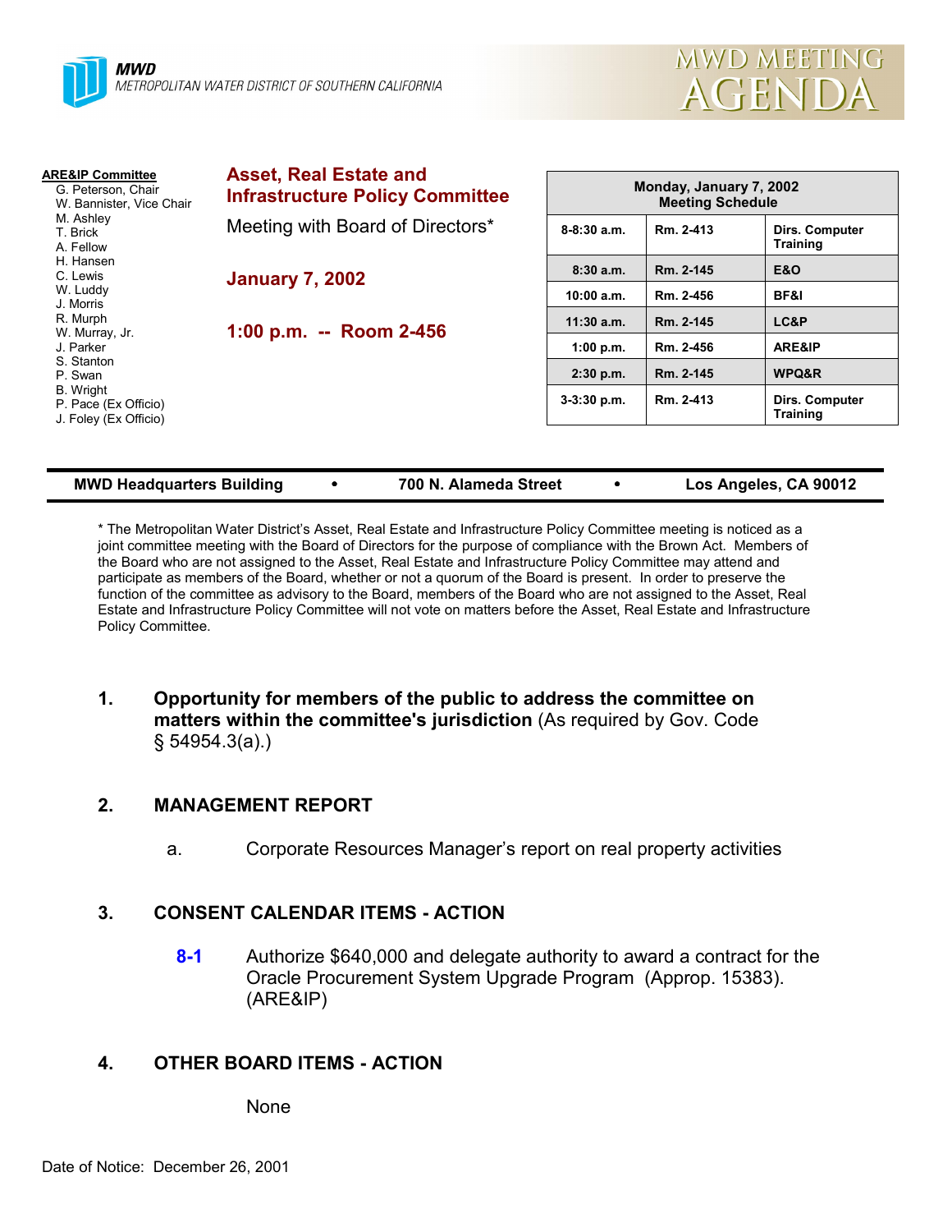MWD
METROPOLITAN WATER DISTRICT OF SOUTHERN CALIFORNIA

# MWD MEETING AGENDA

**ARE&IP Committee**
- G. Peterson, Chair
- W. Bannister, Vice Chair
- M. Ashley
- T. Brick
- A. Fellow
- H. Hansen
- C. Lewis
- W. Luddy
- J. Morris
- R. Murph
- W. Murray, Jr.
- J. Parker
- S. Stanton
- P. Swan
- B. Wright
- P. Pace (Ex Officio)
- J. Foley (Ex Officio)

## Asset, Real Estate and Infrastructure Policy Committee

Meeting with Board of Directors*

**January 7, 2002**

**1:00 p.m. -- Room 2-456**

| Monday, January 7, 2002 Meeting Schedule | | |
|---|---|---|
| 8-8:30 a.m. | Rm. 2-413 | Dirs. Computer Training |
| 8:30 a.m. | Rm. 2-145 | E&O |
| 10:00 a.m. | Rm. 2-456 | BF&I |
| 11:30 a.m. | Rm. 2-145 | LC&P |
| 1:00 p.m. | Rm. 2-456 | ARE&IP |
| 2:30 p.m. | Rm. 2-145 | WPQ&R |
| 3-3:30 p.m. | Rm. 2-413 | Dirs. Computer Training |

**MWD Headquarters Building • 700 N. Alameda Street • Los Angeles, CA 90012**

* The Metropolitan Water District's Asset, Real Estate and Infrastructure Policy Committee meeting is noticed as a joint committee meeting with the Board of Directors for the purpose of compliance with the Brown Act. Members of the Board who are not assigned to the Asset, Real Estate and Infrastructure Policy Committee may attend and participate as members of the Board, whether or not a quorum of the Board is present. In order to preserve the function of the committee as advisory to the Board, members of the Board who are not assigned to the Asset, Real Estate and Infrastructure Policy Committee will not vote on matters before the Asset, Real Estate and Infrastructure Policy Committee.

1. **Opportunity for members of the public to address the committee on matters within the committee's jurisdiction** (As required by Gov. Code § 54954.3(a).)

2. **MANAGEMENT REPORT**

   a. Corporate Resources Manager's report on real property activities

3. **CONSENT CALENDAR ITEMS - ACTION**

   **8-1** Authorize $640,000 and delegate authority to award a contract for the Oracle Procurement System Upgrade Program (Approp. 15383). (ARE&IP)

4. **OTHER BOARD ITEMS - ACTION**

   None

Date of Notice: December 26, 2001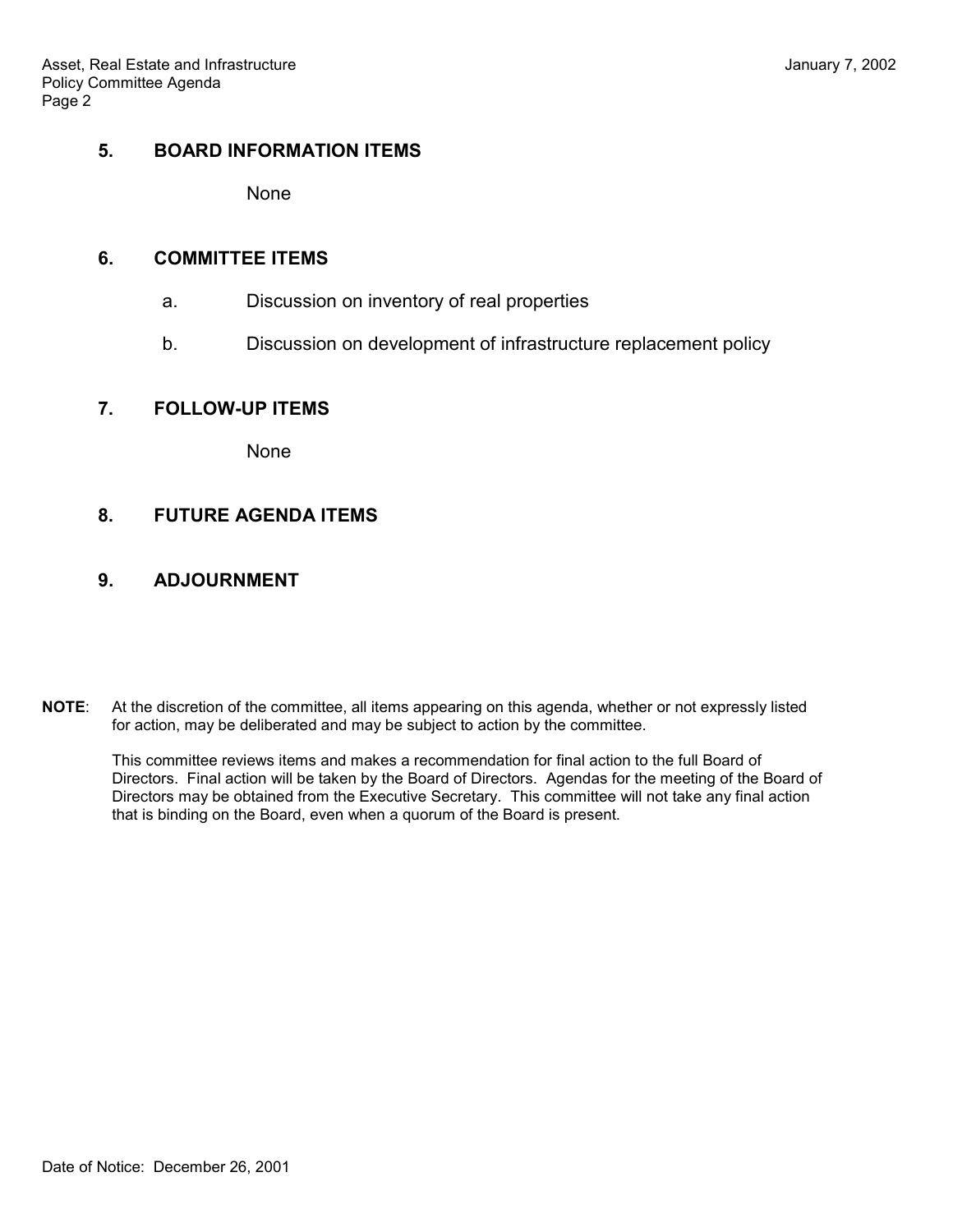## 5. BOARD INFORMATION ITEMS

None

## 6. COMMITTEE ITEMS

a. Discussion on inventory of real properties

b. Discussion on development of infrastructure replacement policy

## 7. FOLLOW-UP ITEMS

None

## 8. FUTURE AGENDA ITEMS

## 9. ADJOURNMENT

**NOTE**: At the discretion of the committee, all items appearing on this agenda, whether or not expressly listed for action, may be deliberated and may be subject to action by the committee.

This committee reviews items and makes a recommendation for final action to the full Board of Directors. Final action will be taken by the Board of Directors. Agendas for the meeting of the Board of Directors may be obtained from the Executive Secretary. This committee will not take any final action that is binding on the Board, even when a quorum of the Board is present.

Date of Notice: December 26, 2001